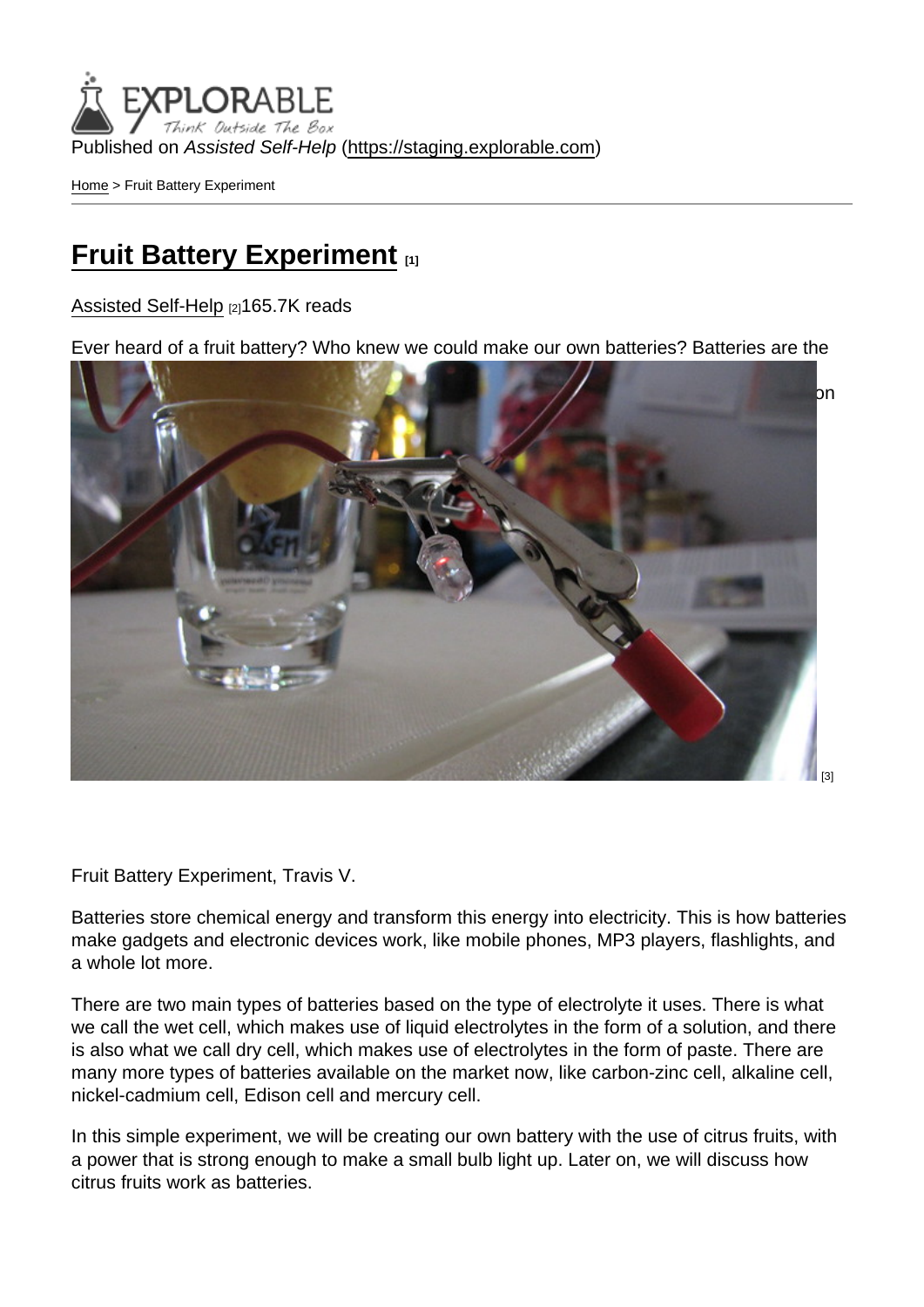Published on *Assisted Self-Help* (https://staging.explorable.com)

Home > Fruit Battery Experiment

# Fruit Battery Experiment [1]

Assisted Self-Help [2] 165.7K reads

Ever heard of a fruit battery? Who knew we could make our own batteries? Batteries are the

[3]

Fruit Battery Experiment, Travis V.

Batteries store chemical energy and transform this energy into electricity. This is how batteries make gadgets and electronic devices work, like mobile phones, MP3 players, flashlights, and a whole lot more.

There are two main types of batteries based on the type of electrolyte it uses. There is what we call the wet cell, which makes use of liquid electrolytes in the form of a solution, and there is also what we call dry cell, which makes use of electrolytes in the form of paste. There are many more types of batteries available on the market now, like carbon-zinc cell, alkaline cell, nickel-cadmium cell, Edison cell and mercury cell.

In this simple experiment, we will be creating our own battery with the use of citrus fruits, with a power that is strong enough to make a small bulb light up. Later on, we will discuss how citrus fruits work as batteries.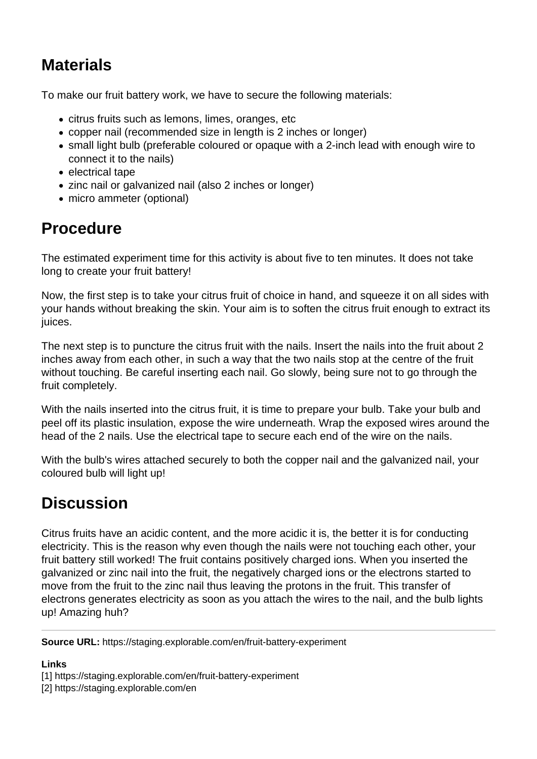## Materials

To make our fruit battery work, we have to secure the following materials:

- citrus fruits such as lemons, limes, oranges, etc
- copper nail (recommended size in length is 2 inches or longer)
- small light bulb (preferable coloured or opaque with a 2-inch lead with enough wire to connect it to the nails)
- electrical tape
- zinc nail or galvanized nail (also 2 inches or longer)
- micro ammeter (optional)

## Procedure

The estimated experiment time for this activity is about five to ten minutes. It does not take long to create your fruit battery!

Now, the first step is to take your citrus fruit of choice in hand, and squeeze it on all sides with your hands without breaking the skin. Your aim is to soften the citrus fruit enough to extract its juices.

The next step is to puncture the citrus fruit with the nails. Insert the nails into the fruit about 2 inches away from each other, in such a way that the two nails stop at the centre of the fruit without touching. Be careful inserting each nail. Go slowly, being sure not to go through the fruit completely.

With the nails inserted into the citrus fruit, it is time to prepare your bulb. Take your bulb and peel off its plastic insulation, expose the wire underneath. Wrap the exposed wires around the head of the 2 nails. Use the electrical tape to secure each end of the wire on the nails.

With the bulb's wires attached securely to both the copper nail and the galvanized nail, your coloured bulb will light up!

## Discussion

Citrus fruits have an acidic content, and the more acidic it is, the better it is for conducting electricity. This is the reason why even though the nails were not touching each other, your fruit battery still worked! The fruit contains positively charged ions. When you inserted the galvanized or zinc nail into the fruit, the negatively charged ions or the electrons started to move from the fruit to the zinc nail thus leaving the protons in the fruit. This transfer of electrons generates electricity as soon as you attach the wires to the nail, and the bulb lights up! Amazing huh?

---

**Source URL:** https://staging.explorable.com/en/fruit-battery-experiment

**Links**
[1] https://staging.explorable.com/en/fruit-battery-experiment
[2] https://staging.explorable.com/en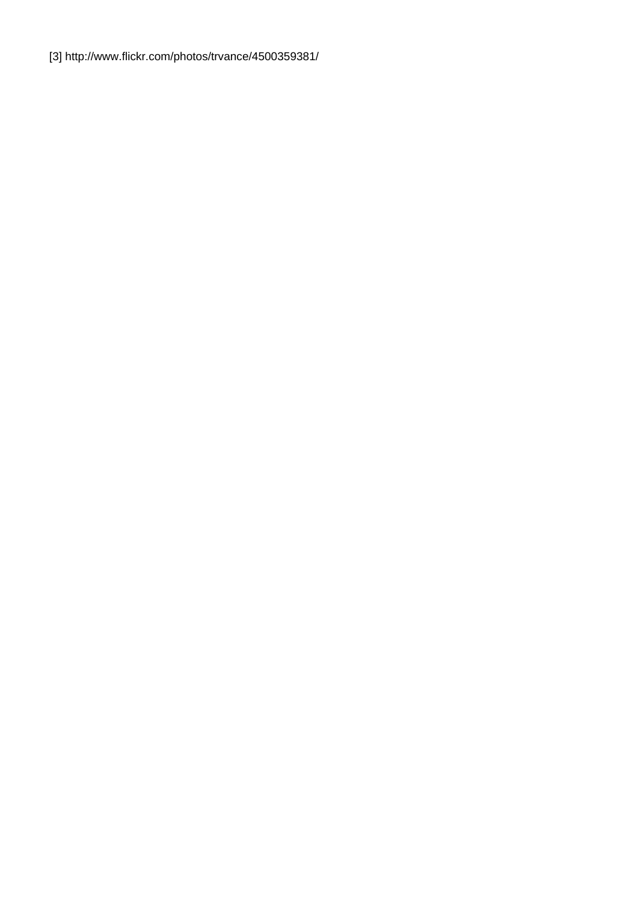[3] http://www.flickr.com/photos/trvance/4500359381/